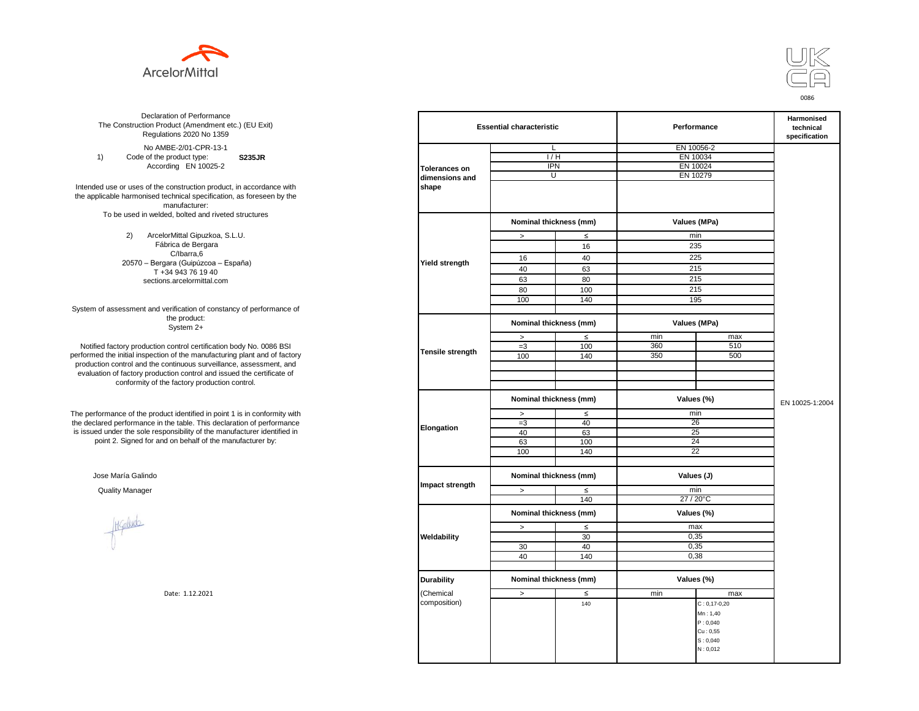ArcelorMittal

UK CA

0086

Declaration of Performance
The Construction Product (Amendment etc.) (EU Exit) Regulations 2020 No 1359

No AMBE-2/01-CPR-13-1

1) Code of the product type: **S235JR**
According EN 10025-2

Intended use or uses of the construction product, in accordance with the applicable harmonised technical specification, as foreseen by the manufacturer:
To be used in welded, bolted and riveted structures

2) ArcelorMittal Gipuzkoa, S.L.U.
Fábrica de Bergara
C/Ibarra,6
20570 – Bergara (Guipúzcoa – España)
T +34 943 76 19 40
sections.arcelormittal.com

System of assessment and verification of constancy of performance of the product:
System 2+

Notified factory production control certification body No. 0086 BSI performed the initial inspection of the manufacturing plant and of factory production control and the continuous surveillance, assessment, and evaluation of factory production control and issued the certificate of conformity of the factory production control.

The performance of the product identified in point 1 is in conformity with the declared performance in the table. This declaration of performance is issued under the sole responsibility of the manufacturer identified in point 2. Signed for and on behalf of the manufacturer by:

Jose María Galindo

Quality Manager

Date: 1.12.2021

| Essential characteristic | | | Performance | | Harmonised technical specification |
|---|---|---|---|---|---|
| Tolerances on dimensions and shape | L | | EN 10056-2 | | EN 10025-1:2004 |
| | I / H | | EN 10034 | | |
| | IPN | | EN 10024 | | |
| | U | | EN 10279 | | |
| Yield strength | Nominal thickness (mm) | | Values (MPa) | | |
| | > | ≤ | min | | |
| | | 16 | 235 | | |
| | 16 | 40 | 225 | | |
| | 40 | 63 | 215 | | |
| | 63 | 80 | 215 | | |
| | 80 | 100 | 215 | | |
| | 100 | 140 | 195 | | |
| Tensile strength | Nominal thickness (mm) | | Values (MPa) | | |
| | > | ≤ | min | max | |
| | =3 | 100 | 360 | 510 | |
| | 100 | 140 | 350 | 500 | |
| Elongation | Nominal thickness (mm) | | Values (%) | | |
| | > | ≤ | min | | |
| | =3 | 40 | 26 | | |
| | 40 | 63 | 25 | | |
| | 63 | 100 | 24 | | |
| | 100 | 140 | 22 | | |
| Impact strength | Nominal thickness (mm) | | Values (J) | | |
| | > | ≤ | min | | |
| | | 140 | 27 / 20°C | | |
| Weldability | Nominal thickness (mm) | | Values (%) | | |
| | > | ≤ | max | | |
| | | 30 | 0,35 | | |
| | 30 | 40 | 0,35 | | |
| | 40 | 140 | 0,38 | | |
| Durability (Chemical composition) | Nominal thickness (mm) | | Values (%) | | |
| | > | ≤ | min | max | |
| | | 140 | | C : 0,17-0,20<br>Mn : 1,40<br>P : 0,040<br>Cu : 0,55<br>S : 0,040<br>N : 0,012 | |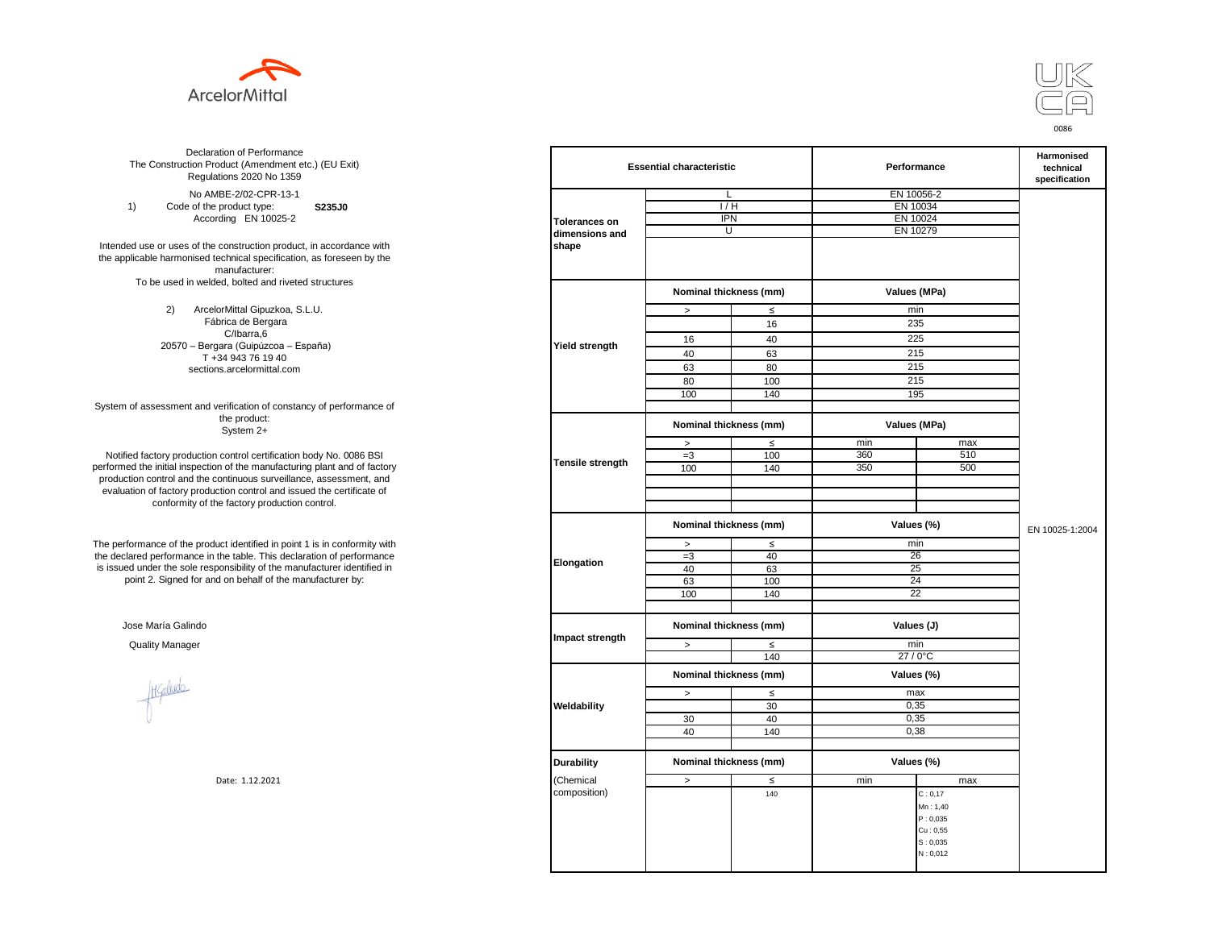ArcelorMittal

UK CA

0086

Declaration of Performance
The Construction Product (Amendment etc.) (EU Exit) Regulations 2020 No 1359

No AMBE-2/02-CPR-13-1

1) Code of the product type: **S235J0**
According EN 10025-2

Intended use or uses of the construction product, in accordance with the applicable harmonised technical specification, as foreseen by the manufacturer:
To be used in welded, bolted and riveted structures

2) ArcelorMittal Gipuzkoa, S.L.U.
Fábrica de Bergara
C/Ibarra,6
20570 – Bergara (Guipúzcoa – España)
T +34 943 76 19 40
sections.arcelormittal.com

System of assessment and verification of constancy of performance of the product:
System 2+

Notified factory production control certification body No. 0086 BSI performed the initial inspection of the manufacturing plant and of factory production control and the continuous surveillance, assessment, and evaluation of factory production control and issued the certificate of conformity of the factory production control.

The performance of the product identified in point 1 is in conformity with the declared performance in the table. This declaration of performance is issued under the sole responsibility of the manufacturer identified in point 2. Signed for and on behalf of the manufacturer by:

Jose María Galindo

Quality Manager

Date: 1.12.2021

| Essential characteristic | | | Performance | | Harmonised technical specification |
|---|---|---|---|---|---|
| Tolerances on dimensions and shape | L | | EN 10056-2 | | EN 10025-1:2004 |
| | I / H | | EN 10034 | | |
| | IPN | | EN 10024 | | |
| | U | | EN 10279 | | |
| Yield strength | Nominal thickness (mm) | | Values (MPa) | | |
| | > | ≤ | min | | |
| | | 16 | 235 | | |
| | 16 | 40 | 225 | | |
| | 40 | 63 | 215 | | |
| | 63 | 80 | 215 | | |
| | 80 | 100 | 215 | | |
| | 100 | 140 | 195 | | |
| Tensile strength | Nominal thickness (mm) | | Values (MPa) | | |
| | > | ≤ | min | max | |
| | =3 | 100 | 360 | 510 | |
| | 100 | 140 | 350 | 500 | |
| Elongation | Nominal thickness (mm) | | Values (%) | | |
| | > | ≤ | min | | |
| | =3 | 40 | 26 | | |
| | 40 | 63 | 25 | | |
| | 63 | 100 | 24 | | |
| | 100 | 140 | 22 | | |
| Impact strength | Nominal thickness (mm) | | Values (J) | | |
| | > | ≤ | min | | |
| | | 140 | 27 / 0°C | | |
| Weldability | Nominal thickness (mm) | | Values (%) | | |
| | > | ≤ | max | | |
| | | 30 | 0,35 | | |
| | 30 | 40 | 0,35 | | |
| | 40 | 140 | 0,38 | | |
| Durability (Chemical composition) | Nominal thickness (mm) | | Values (%) | | |
| | > | ≤ | min | max | |
| | | 140 | | C : 0,17<br>Mn : 1,40<br>P : 0,035<br>Cu : 0,55<br>S : 0,035<br>N : 0,012 | |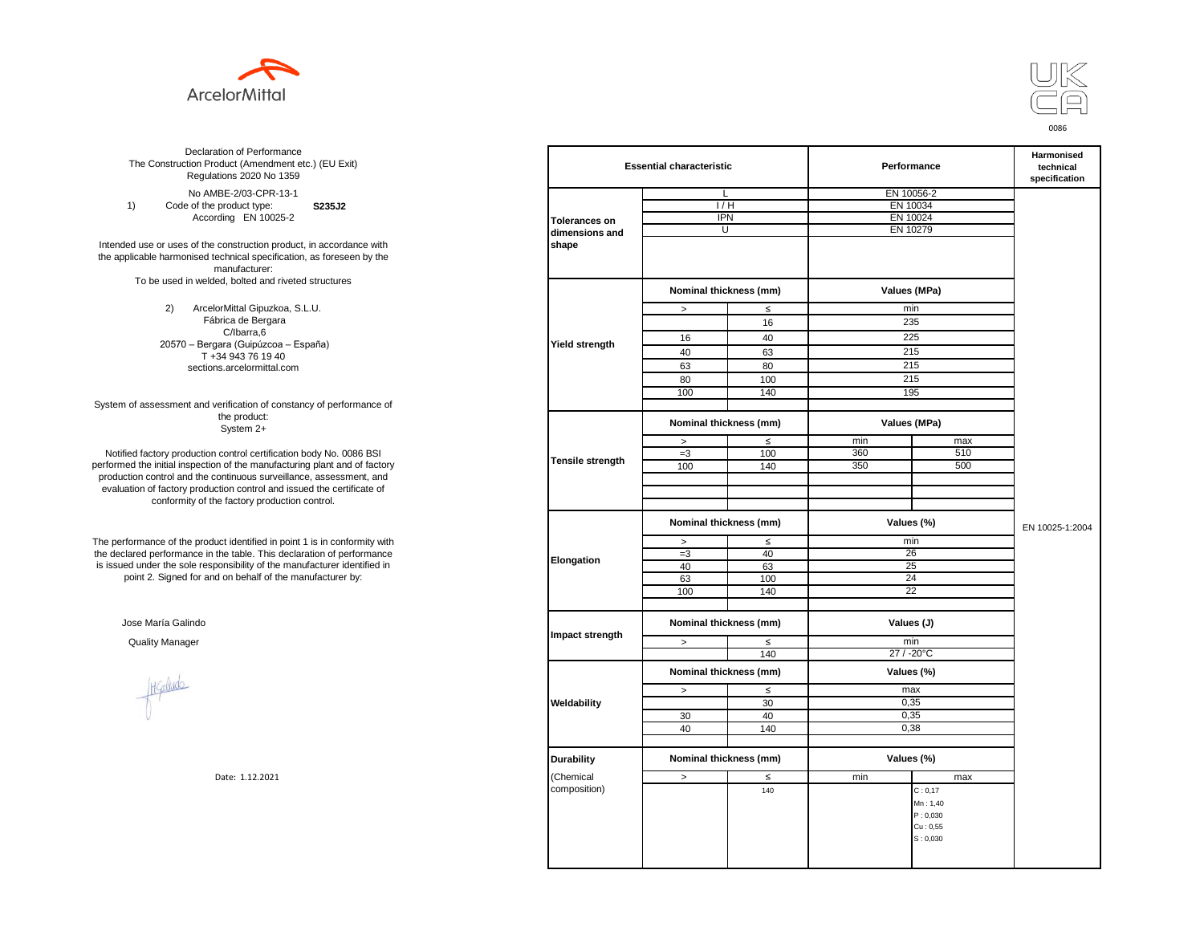ArcelorMittal

UK CA

0086

Declaration of Performance
The Construction Product (Amendment etc.) (EU Exit) Regulations 2020 No 1359

No AMBE-2/03-CPR-13-1

1) Code of the product type: **S235J2**
According EN 10025-2

Intended use or uses of the construction product, in accordance with the applicable harmonised technical specification, as foreseen by the manufacturer:
To be used in welded, bolted and riveted structures

2) ArcelorMittal Gipuzkoa, S.L.U.
Fábrica de Bergara
C/Ibarra,6
20570 – Bergara (Guipúzcoa – España)
T +34 943 76 19 40
sections.arcelormittal.com

System of assessment and verification of constancy of performance of the product:
System 2+

Notified factory production control certification body No. 0086 BSI performed the initial inspection of the manufacturing plant and of factory production control and the continuous surveillance, assessment, and evaluation of factory production control and issued the certificate of conformity of the factory production control.

The performance of the product identified in point 1 is in conformity with the declared performance in the table. This declaration of performance is issued under the sole responsibility of the manufacturer identified in point 2. Signed for and on behalf of the manufacturer by:

Jose María Galindo

Quality Manager

Date: 1.12.2021

| Essential characteristic | | | Performance | | Harmonised technical specification |
|---|---|---|---|---|---|
| Tolerances on dimensions and shape | L | | EN 10056-2 | | EN 10025-1:2004 |
| | I / H | | EN 10034 | | |
| | IPN | | EN 10024 | | |
| | U | | EN 10279 | | |
| Yield strength | Nominal thickness (mm) | | Values (MPa) | | |
| | > | ≤ | min | | |
| | | 16 | 235 | | |
| | 16 | 40 | 225 | | |
| | 40 | 63 | 215 | | |
| | 63 | 80 | 215 | | |
| | 80 | 100 | 215 | | |
| | 100 | 140 | 195 | | |
| Tensile strength | Nominal thickness (mm) | | Values (MPa) | | |
| | > | ≤ | min | max | |
| | =3 | 100 | 360 | 510 | |
| | 100 | 140 | 350 | 500 | |
| Elongation | Nominal thickness (mm) | | Values (%) | | |
| | > | ≤ | min | | |
| | =3 | 40 | 26 | | |
| | 40 | 63 | 25 | | |
| | 63 | 100 | 24 | | |
| | 100 | 140 | 22 | | |
| Impact strength | Nominal thickness (mm) | | Values (J) | | |
| | > | ≤ | min | | |
| | | 140 | 27 / -20°C | | |
| Weldability | Nominal thickness (mm) | | Values (%) | | |
| | > | ≤ | max | | |
| | | 30 | 0,35 | | |
| | 30 | 40 | 0,35 | | |
| | 40 | 140 | 0,38 | | |
| Durability (Chemical composition) | Nominal thickness (mm) | | Values (%) | | |
| | > | ≤ | min | max | |
| | | 140 | | C : 0,17<br>Mn : 1,40<br>P : 0,030<br>Cu : 0,55<br>S : 0,030 | |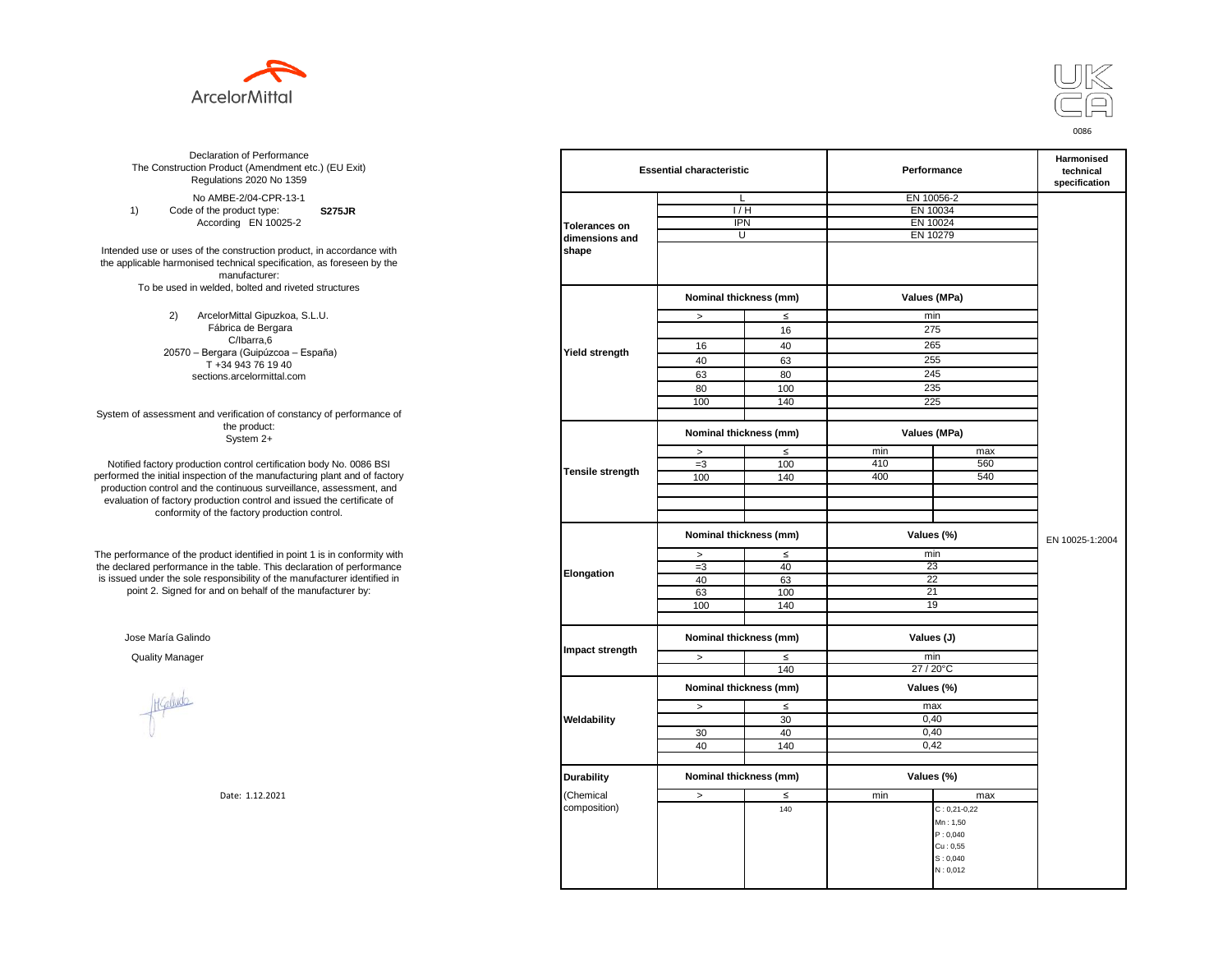ArcelorMittal

UK CA

0086

Declaration of Performance
The Construction Product (Amendment etc.) (EU Exit) Regulations 2020 No 1359

No AMBE-2/04-CPR-13-1

1) Code of the product type: **S275JR**
According EN 10025-2

Intended use or uses of the construction product, in accordance with the applicable harmonised technical specification, as foreseen by the manufacturer:
To be used in welded, bolted and riveted structures

2) ArcelorMittal Gipuzkoa, S.L.U.
Fábrica de Bergara
C/Ibarra,6
20570 – Bergara (Guipúzcoa – España)
T +34 943 76 19 40
sections.arcelormittal.com

System of assessment and verification of constancy of performance of the product:
System 2+

Notified factory production control certification body No. 0086 BSI performed the initial inspection of the manufacturing plant and of factory production control and the continuous surveillance, assessment, and evaluation of factory production control and issued the certificate of conformity of the factory production control.

The performance of the product identified in point 1 is in conformity with the declared performance in the table. This declaration of performance is issued under the sole responsibility of the manufacturer identified in point 2. Signed for and on behalf of the manufacturer by:

Jose María Galindo

Quality Manager

Date: 1.12.2021

| Essential characteristic | | | Performance | | Harmonised technical specification |
|---|---|---|---|---|---|
| Tolerances on dimensions and shape | L | | EN 10056-2 | | EN 10025-1:2004 |
| | I / H | | EN 10034 | | |
| | IPN | | EN 10024 | | |
| | U | | EN 10279 | | |
| Yield strength | Nominal thickness (mm) | | Values (MPa) | | |
| | > | ≤ | min | | |
| | | 16 | 275 | | |
| | 16 | 40 | 265 | | |
| | 40 | 63 | 255 | | |
| | 63 | 80 | 245 | | |
| | 80 | 100 | 235 | | |
| | 100 | 140 | 225 | | |
| Tensile strength | Nominal thickness (mm) | | Values (MPa) | | |
| | > | ≤ | min | max | |
| | =3 | 100 | 410 | 560 | |
| | 100 | 140 | 400 | 540 | |
| Elongation | Nominal thickness (mm) | | Values (%) | | |
| | > | ≤ | min | | |
| | =3 | 40 | 23 | | |
| | 40 | 63 | 22 | | |
| | 63 | 100 | 21 | | |
| | 100 | 140 | 19 | | |
| Impact strength | Nominal thickness (mm) | | Values (J) | | |
| | > | ≤ | min | | |
| | | 140 | 27 / 20°C | | |
| Weldability | Nominal thickness (mm) | | Values (%) | | |
| | > | ≤ | max | | |
| | | 30 | 0,40 | | |
| | 30 | 40 | 0,40 | | |
| | 40 | 140 | 0,42 | | |
| Durability (Chemical composition) | Nominal thickness (mm) | | Values (%) | | |
| | > | ≤ | min | max | |
| | | 140 | | C : 0,21-0,22<br>Mn : 1,50<br>P : 0,040<br>Cu : 0,55<br>S : 0,040<br>N : 0,012 | |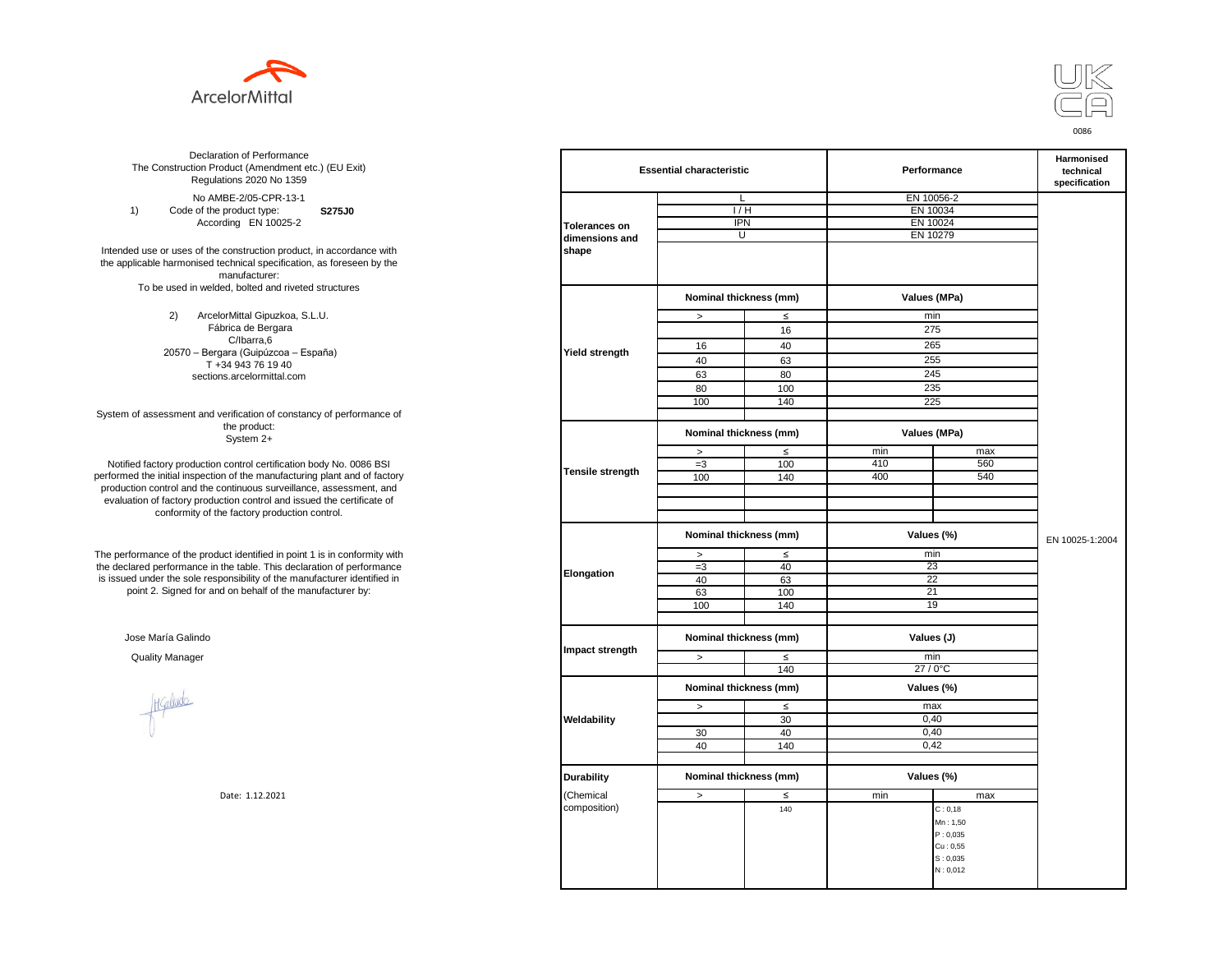ArcelorMittal

UK CA

0086

Declaration of Performance
The Construction Product (Amendment etc.) (EU Exit) Regulations 2020 No 1359

No AMBE-2/05-CPR-13-1

1) Code of the product type: **S275J0**
According EN 10025-2

Intended use or uses of the construction product, in accordance with the applicable harmonised technical specification, as foreseen by the manufacturer:
To be used in welded, bolted and riveted structures

2) ArcelorMittal Gipuzkoa, S.L.U.
Fábrica de Bergara
C/Ibarra,6
20570 – Bergara (Guipúzcoa – España)
T +34 943 76 19 40
sections.arcelormittal.com

System of assessment and verification of constancy of performance of the product:
System 2+

Notified factory production control certification body No. 0086 BSI performed the initial inspection of the manufacturing plant and of factory production control and the continuous surveillance, assessment, and evaluation of factory production control and issued the certificate of conformity of the factory production control.

The performance of the product identified in point 1 is in conformity with the declared performance in the table. This declaration of performance is issued under the sole responsibility of the manufacturer identified in point 2. Signed for and on behalf of the manufacturer by:

Jose María Galindo

Quality Manager

Date: 1.12.2021

| Essential characteristic | | | Performance | | Harmonised technical specification |
|---|---|---|---|---|---|
| Tolerances on dimensions and shape | L | | EN 10056-2 | | EN 10025-1:2004 |
| | I / H | | EN 10034 | | |
| | IPN | | EN 10024 | | |
| | U | | EN 10279 | | |
| Yield strength | Nominal thickness (mm) | | Values (MPa) | | |
| | > | ≤ | min | | |
| | | 16 | 275 | | |
| | 16 | 40 | 265 | | |
| | 40 | 63 | 255 | | |
| | 63 | 80 | 245 | | |
| | 80 | 100 | 235 | | |
| | 100 | 140 | 225 | | |
| Tensile strength | Nominal thickness (mm) | | Values (MPa) | | |
| | > | ≤ | min | max | |
| | =3 | 100 | 410 | 560 | |
| | 100 | 140 | 400 | 540 | |
| Elongation | Nominal thickness (mm) | | Values (%) | | |
| | > | ≤ | min | | |
| | =3 | 40 | 23 | | |
| | 40 | 63 | 22 | | |
| | 63 | 100 | 21 | | |
| | 100 | 140 | 19 | | |
| Impact strength | Nominal thickness (mm) | | Values (J) | | |
| | > | ≤ | min | | |
| | | 140 | 27 / 0°C | | |
| Weldability | Nominal thickness (mm) | | Values (%) | | |
| | > | ≤ | max | | |
| | | 30 | 0,40 | | |
| | 30 | 40 | 0,40 | | |
| | 40 | 140 | 0,42 | | |
| Durability (Chemical composition) | Nominal thickness (mm) | | Values (%) | | |
| | > | ≤ | min | max | |
| | | 140 | | C : 0,18<br>Mn : 1,50<br>P : 0,035<br>Cu : 0,55<br>S : 0,035<br>N : 0,012 | |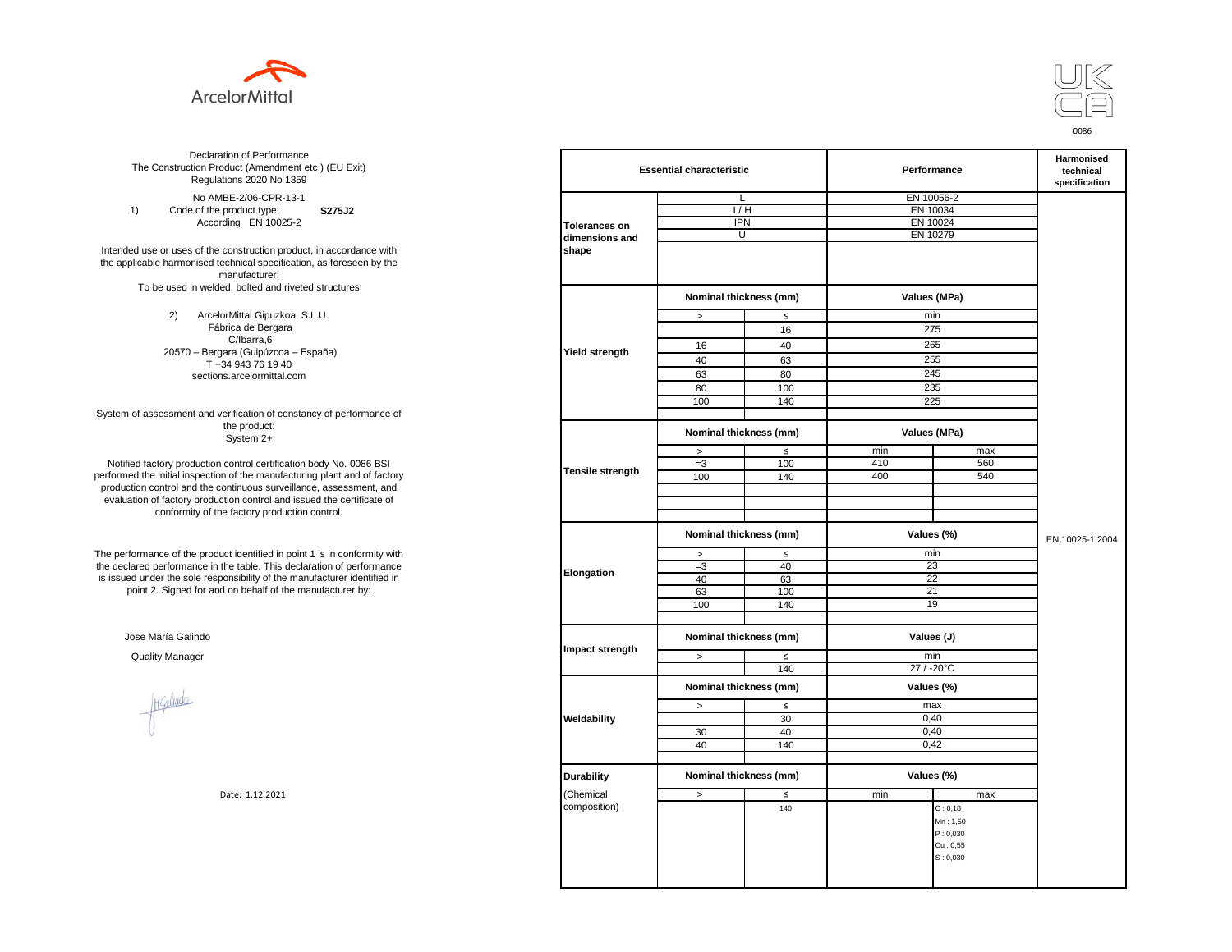ArcelorMittal

UK CA

0086

Declaration of Performance
The Construction Product (Amendment etc.) (EU Exit) Regulations 2020 No 1359

No AMBE-2/06-CPR-13-1

1) Code of the product type: **S275J2**
According EN 10025-2

Intended use or uses of the construction product, in accordance with the applicable harmonised technical specification, as foreseen by the manufacturer:
To be used in welded, bolted and riveted structures

2) ArcelorMittal Gipuzkoa, S.L.U.
Fábrica de Bergara
C/Ibarra,6
20570 – Bergara (Guipúzcoa – España)
T +34 943 76 19 40
sections.arcelormittal.com

System of assessment and verification of constancy of performance of the product:
System 2+

Notified factory production control certification body No. 0086 BSI performed the initial inspection of the manufacturing plant and of factory production control and the continuous surveillance, assessment, and evaluation of factory production control and issued the certificate of conformity of the factory production control.

The performance of the product identified in point 1 is in conformity with the declared performance in the table. This declaration of performance is issued under the sole responsibility of the manufacturer identified in point 2. Signed for and on behalf of the manufacturer by:

Jose María Galindo

Quality Manager

Date: 1.12.2021

| Essential characteristic | | | Performance | | Harmonised technical specification |
|---|---|---|---|---|---|
| Tolerances on dimensions and shape | L | | EN 10056-2 | | EN 10025-1:2004 |
| | I / H | | EN 10034 | | |
| | IPN | | EN 10024 | | |
| | U | | EN 10279 | | |
| Yield strength | Nominal thickness (mm) | | Values (MPa) | | |
| | > | ≤ | min | | |
| | | 16 | 275 | | |
| | 16 | 40 | 265 | | |
| | 40 | 63 | 255 | | |
| | 63 | 80 | 245 | | |
| | 80 | 100 | 235 | | |
| | 100 | 140 | 225 | | |
| Tensile strength | Nominal thickness (mm) | | Values (MPa) | | |
| | > | ≤ | min | max | |
| | =3 | 100 | 410 | 560 | |
| | 100 | 140 | 400 | 540 | |
| Elongation | Nominal thickness (mm) | | Values (%) | | |
| | > | ≤ | min | | |
| | =3 | 40 | 23 | | |
| | 40 | 63 | 22 | | |
| | 63 | 100 | 21 | | |
| | 100 | 140 | 19 | | |
| Impact strength | Nominal thickness (mm) | | Values (J) | | |
| | > | ≤ | min | | |
| | | 140 | 27 / -20°C | | |
| Weldability | Nominal thickness (mm) | | Values (%) | | |
| | > | ≤ | max | | |
| | | 30 | 0,40 | | |
| | 30 | 40 | 0,40 | | |
| | 40 | 140 | 0,42 | | |
| Durability (Chemical composition) | Nominal thickness (mm) | | Values (%) | | |
| | > | ≤ | min | max | |
| | | 140 | | C : 0,18<br>Mn : 1,50<br>P : 0,030<br>Cu : 0,55<br>S : 0,030 | |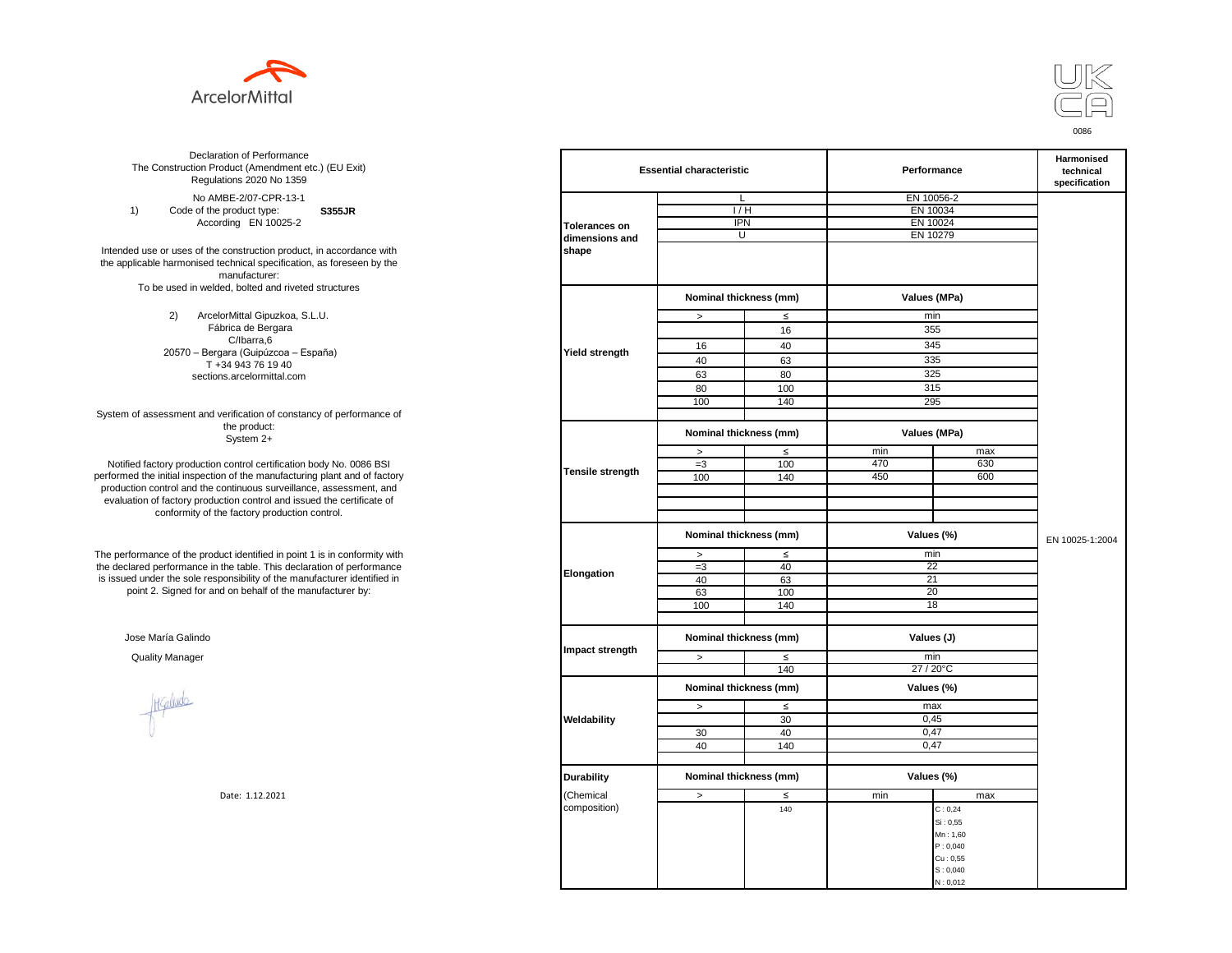ArcelorMittal

UK CA
0086

Declaration of Performance
The Construction Product (Amendment etc.) (EU Exit) Regulations 2020 No 1359

No AMBE-2/07-CPR-13-1

1) Code of the product type: **S355JR**
According EN 10025-2

Intended use or uses of the construction product, in accordance with the applicable harmonised technical specification, as foreseen by the manufacturer:
To be used in welded, bolted and riveted structures

2) ArcelorMittal Gipuzkoa, S.L.U.
Fábrica de Bergara
C/Ibarra,6
20570 – Bergara (Guipúzcoa – España)
T +34 943 76 19 40
sections.arcelormittal.com

System of assessment and verification of constancy of performance of the product:
System 2+

Notified factory production control certification body No. 0086 BSI performed the initial inspection of the manufacturing plant and of factory production control and the continuous surveillance, assessment, and evaluation of factory production control and issued the certificate of conformity of the factory production control.

The performance of the product identified in point 1 is in conformity with the declared performance in the table. This declaration of performance is issued under the sole responsibility of the manufacturer identified in point 2. Signed for and on behalf of the manufacturer by:

Jose María Galindo

Quality Manager

Date: 1.12.2021

| Essential characteristic | | | Performance | | Harmonised technical specification |
|---|---|---|---|---|---|
| Tolerances on dimensions and shape | L | | EN 10056-2 | | EN 10025-1:2004 |
| | I / H | | EN 10034 | | |
| | IPN | | EN 10024 | | |
| | U | | EN 10279 | | |
| Yield strength | Nominal thickness (mm) | | Values (MPa) | | |
| | > | ≤ | min | | |
| | | 16 | 355 | | |
| | 16 | 40 | 345 | | |
| | 40 | 63 | 335 | | |
| | 63 | 80 | 325 | | |
| | 80 | 100 | 315 | | |
| | 100 | 140 | 295 | | |
| Tensile strength | Nominal thickness (mm) | | Values (MPa) | | |
| | > | ≤ | min | max | |
| | =3 | 100 | 470 | 630 | |
| | 100 | 140 | 450 | 600 | |
| Elongation | Nominal thickness (mm) | | Values (%) | | |
| | > | ≤ | min | | |
| | =3 | 40 | 22 | | |
| | 40 | 63 | 21 | | |
| | 63 | 100 | 20 | | |
| | 100 | 140 | 18 | | |
| Impact strength | Nominal thickness (mm) | | Values (J) | | |
| | > | ≤ | min | | |
| | | 140 | 27 / 20°C | | |
| Weldability | Nominal thickness (mm) | | Values (%) | | |
| | > | ≤ | max | | |
| | | 30 | 0,45 | | |
| | 30 | 40 | 0,47 | | |
| | 40 | 140 | 0,47 | | |
| Durability (Chemical composition) | Nominal thickness (mm) | | Values (%) | | |
| | > | ≤ | min | max | |
| | | 140 | | C : 0,24<br>Si : 0,55<br>Mn : 1,60<br>P : 0,040<br>Cu : 0,55<br>S : 0,040<br>N : 0,012 | |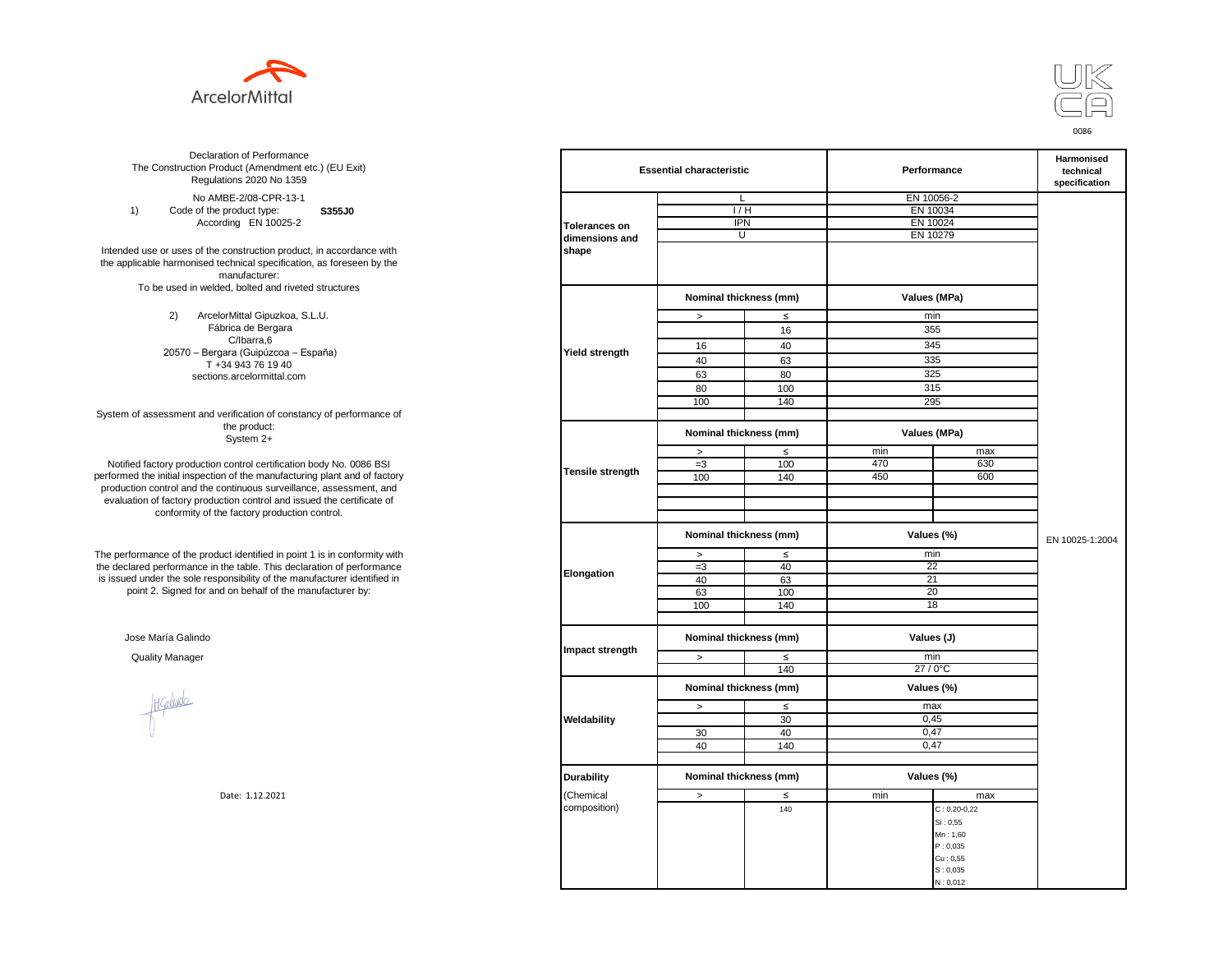ArcelorMittal

UK CA

0086

Declaration of Performance
The Construction Product (Amendment etc.) (EU Exit) Regulations 2020 No 1359

No AMBE-2/08-CPR-13-1

1) Code of the product type: **S355J0**
According EN 10025-2

Intended use or uses of the construction product, in accordance with the applicable harmonised technical specification, as foreseen by the manufacturer:
To be used in welded, bolted and riveted structures

2) ArcelorMittal Gipuzkoa, S.L.U.
Fábrica de Bergara
C/Ibarra,6
20570 – Bergara (Guipúzcoa – España)
T +34 943 76 19 40
sections.arcelormittal.com

System of assessment and verification of constancy of performance of the product:
System 2+

Notified factory production control certification body No. 0086 BSI performed the initial inspection of the manufacturing plant and of factory production control and the continuous surveillance, assessment, and evaluation of factory production control and issued the certificate of conformity of the factory production control.

The performance of the product identified in point 1 is in conformity with the declared performance in the table. This declaration of performance is issued under the sole responsibility of the manufacturer identified in point 2. Signed for and on behalf of the manufacturer by:

Jose María Galindo

Quality Manager

Date: 1.12.2021

| Essential characteristic | | | Performance | | Harmonised technical specification |
|---|---|---|---|---|---|
| Tolerances on dimensions and shape | L | | EN 10056-2 | | EN 10025-1:2004 |
| | I / H | | EN 10034 | | |
| | IPN | | EN 10024 | | |
| | U | | EN 10279 | | |
| Yield strength | Nominal thickness (mm) | | Values (MPa) | | |
| | > | ≤ | min | | |
| | | 16 | 355 | | |
| | 16 | 40 | 345 | | |
| | 40 | 63 | 335 | | |
| | 63 | 80 | 325 | | |
| | 80 | 100 | 315 | | |
| | 100 | 140 | 295 | | |
| Tensile strength | Nominal thickness (mm) | | Values (MPa) | | |
| | > | ≤ | min | max | |
| | =3 | 100 | 470 | 630 | |
| | 100 | 140 | 450 | 600 | |
| Elongation | Nominal thickness (mm) | | Values (%) | | |
| | > | ≤ | min | | |
| | =3 | 40 | 22 | | |
| | 40 | 63 | 21 | | |
| | 63 | 100 | 20 | | |
| | 100 | 140 | 18 | | |
| Impact strength | Nominal thickness (mm) | | Values (J) | | |
| | > | ≤ | min | | |
| | | 140 | 27 / 0°C | | |
| Weldability | Nominal thickness (mm) | | Values (%) | | |
| | > | ≤ | max | | |
| | | 30 | 0,45 | | |
| | 30 | 40 | 0,47 | | |
| | 40 | 140 | 0,47 | | |
| Durability (Chemical composition) | Nominal thickness (mm) | | Values (%) | | |
| | > | ≤ | min | max | |
| | | 140 | | C : 0,20-0,22<br>Si : 0,55<br>Mn : 1,60<br>P : 0,035<br>Cu : 0,55<br>S : 0,035<br>N : 0,012 | |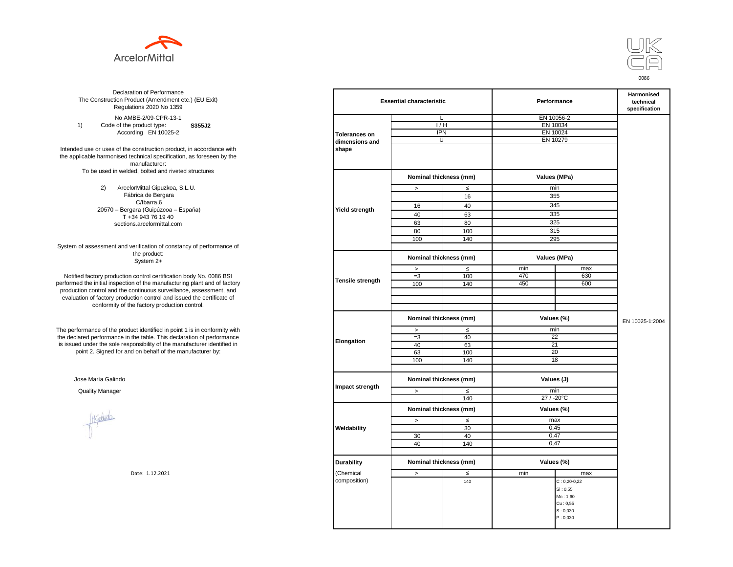ArcelorMittal

UKCA

0086

Declaration of Performance
The Construction Product (Amendment etc.) (EU Exit) Regulations 2020 No 1359

No AMBE-2/09-CPR-13-1

1) Code of the product type: **S355J2**
According EN 10025-2

Intended use or uses of the construction product, in accordance with the applicable harmonised technical specification, as foreseen by the manufacturer:
To be used in welded, bolted and riveted structures

2) ArcelorMittal Gipuzkoa, S.L.U.
Fábrica de Bergara
C/Ibarra,6
20570 – Bergara (Guipúzcoa – España)
T +34 943 76 19 40
sections.arcelormittal.com

System of assessment and verification of constancy of performance of the product:
System 2+

Notified factory production control certification body No. 0086 BSI performed the initial inspection of the manufacturing plant and of factory production control and the continuous surveillance, assessment, and evaluation of factory production control and issued the certificate of conformity of the factory production control.

The performance of the product identified in point 1 is in conformity with the declared performance in the table. This declaration of performance is issued under the sole responsibility of the manufacturer identified in point 2. Signed for and on behalf of the manufacturer by:

Jose María Galindo

Quality Manager

Date: 1.12.2021

| Essential characteristic | | | Performance | | Harmonised technical specification |
|---|---|---|---|---|---|
| Tolerances on dimensions and shape | L | | EN 10056-2 | | EN 10025-1:2004 |
| | I / H | | EN 10034 | | |
| | IPN | | EN 10024 | | |
| | U | | EN 10279 | | |
| Yield strength | Nominal thickness (mm) | | Values (MPa) | | |
| | > | ≤ | min | | |
| | | 16 | 355 | | |
| | 16 | 40 | 345 | | |
| | 40 | 63 | 335 | | |
| | 63 | 80 | 325 | | |
| | 80 | 100 | 315 | | |
| | 100 | 140 | 295 | | |
| Tensile strength | Nominal thickness (mm) | | Values (MPa) | | |
| | > | ≤ | min | max | |
| | =3 | 100 | 470 | 630 | |
| | 100 | 140 | 450 | 600 | |
| Elongation | Nominal thickness (mm) | | Values (%) | | |
| | > | ≤ | min | | |
| | =3 | 40 | 22 | | |
| | 40 | 63 | 21 | | |
| | 63 | 100 | 20 | | |
| | 100 | 140 | 18 | | |
| Impact strength | Nominal thickness (mm) | | Values (J) | | |
| | > | ≤ | min | | |
| | | 140 | 27 / -20°C | | |
| Weldability | Nominal thickness (mm) | | Values (%) | | |
| | > | ≤ | max | | |
| | | 30 | 0,45 | | |
| | 30 | 40 | 0,47 | | |
| | 40 | 140 | 0,47 | | |
| Durability (Chemical composition) | Nominal thickness (mm) | | Values (%) | | |
| | > | ≤ | min | max | |
| | | 140 | | C : 0,20-0,22<br>Si : 0,55<br>Mn : 1,60<br>Cu : 0,55<br>S : 0,030<br>P : 0,030 | |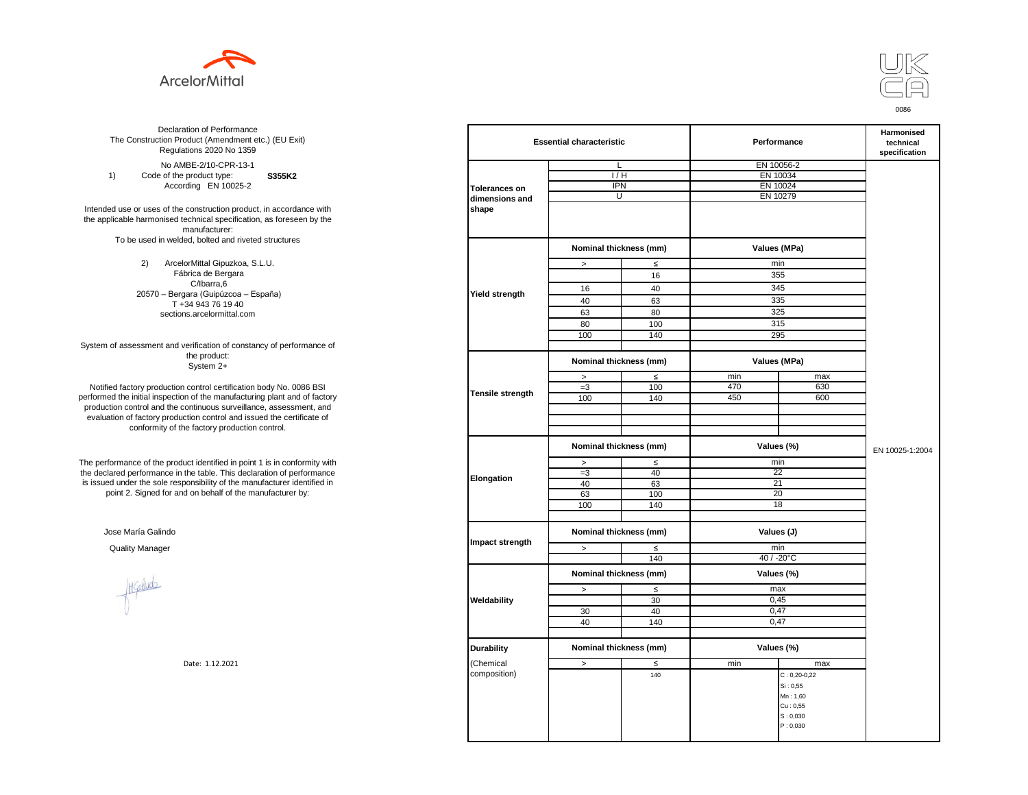ArcelorMittal

UK CA
0086

Declaration of Performance
The Construction Product (Amendment etc.) (EU Exit) Regulations 2020 No 1359

No AMBE-2/10-CPR-13-1

1) Code of the product type: **S355K2**
According EN 10025-2

Intended use or uses of the construction product, in accordance with the applicable harmonised technical specification, as foreseen by the manufacturer:
To be used in welded, bolted and riveted structures

2) ArcelorMittal Gipuzkoa, S.L.U.
Fábrica de Bergara
C/Ibarra,6
20570 – Bergara (Guipúzcoa – España)
T +34 943 76 19 40
sections.arcelormittal.com

System of assessment and verification of constancy of performance of the product:
System 2+

Notified factory production control certification body No. 0086 BSI performed the initial inspection of the manufacturing plant and of factory production control and the continuous surveillance, assessment, and evaluation of factory production control and issued the certificate of conformity of the factory production control.

The performance of the product identified in point 1 is in conformity with the declared performance in the table. This declaration of performance is issued under the sole responsibility of the manufacturer identified in point 2. Signed for and on behalf of the manufacturer by:

Jose María Galindo

Quality Manager

Date: 1.12.2021

| Essential characteristic | | | Performance | | Harmonised technical specification |
|---|---|---|---|---|---|
| Tolerances on dimensions and shape | L | | EN 10056-2 | | EN 10025-1:2004 |
| | I / H | | EN 10034 | | |
| | IPN | | EN 10024 | | |
| | U | | EN 10279 | | |
| Yield strength | Nominal thickness (mm) | | Values (MPa) | | |
| | > | ≤ | min | | |
| | | 16 | 355 | | |
| | 16 | 40 | 345 | | |
| | 40 | 63 | 335 | | |
| | 63 | 80 | 325 | | |
| | 80 | 100 | 315 | | |
| | 100 | 140 | 295 | | |
| Tensile strength | Nominal thickness (mm) | | Values (MPa) | | |
| | > | ≤ | min | max | |
| | =3 | 100 | 470 | 630 | |
| | 100 | 140 | 450 | 600 | |
| Elongation | Nominal thickness (mm) | | Values (%) | | |
| | > | ≤ | min | | |
| | =3 | 40 | 22 | | |
| | 40 | 63 | 21 | | |
| | 63 | 100 | 20 | | |
| | 100 | 140 | 18 | | |
| Impact strength | Nominal thickness (mm) | | Values (J) | | |
| | > | ≤ | min | | |
| | | 140 | 40 / -20°C | | |
| Weldability | Nominal thickness (mm) | | Values (%) | | |
| | > | ≤ | max | | |
| | | 30 | 0,45 | | |
| | 30 | 40 | 0,47 | | |
| | 40 | 140 | 0,47 | | |
| Durability (Chemical composition) | Nominal thickness (mm) | | Values (%) | | |
| | > | ≤ | min | max | |
| | | 140 | | C : 0,20-0,22<br>Si : 0,55<br>Mn : 1,60<br>Cu : 0,55<br>S : 0,030<br>P : 0,030 | |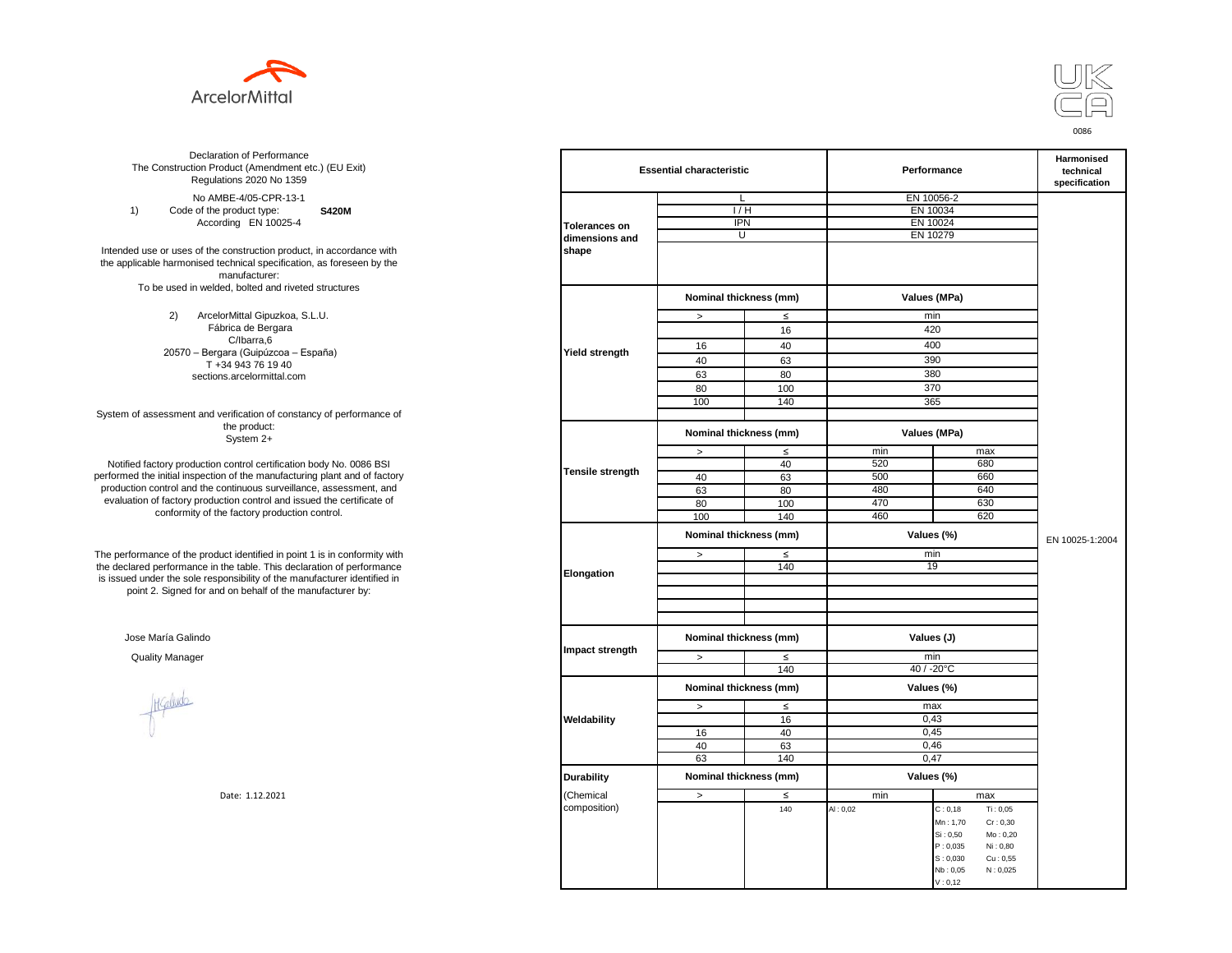ArcelorMittal

UK CA

0086

Declaration of Performance
The Construction Product (Amendment etc.) (EU Exit) Regulations 2020 No 1359

No AMBE-4/05-CPR-13-1

1) Code of the product type: **S420M**
According EN 10025-4

Intended use or uses of the construction product, in accordance with the applicable harmonised technical specification, as foreseen by the manufacturer:
To be used in welded, bolted and riveted structures

2) ArcelorMittal Gipuzkoa, S.L.U.
Fábrica de Bergara
C/Ibarra,6
20570 – Bergara (Guipúzcoa – España)
T +34 943 76 19 40
sections.arcelormittal.com

System of assessment and verification of constancy of performance of the product:
System 2+

Notified factory production control certification body No. 0086 BSI performed the initial inspection of the manufacturing plant and of factory production control and the continuous surveillance, assessment, and evaluation of factory production control and issued the certificate of conformity of the factory production control.

The performance of the product identified in point 1 is in conformity with the declared performance in the table. This declaration of performance is issued under the sole responsibility of the manufacturer identified in point 2. Signed for and on behalf of the manufacturer by:

Jose María Galindo

Quality Manager

Date: 1.12.2021

| Essential characteristic | | | Performance | | Harmonised technical specification |
|---|---|---|---|---|---|
| Tolerances on dimensions and shape | L | | EN 10056-2 | | EN 10025-1:2004 |
| | I / H | | EN 10034 | | |
| | IPN | | EN 10024 | | |
| | U | | EN 10279 | | |
| Yield strength | Nominal thickness (mm) | | Values (MPa) | | |
| | > | ≤ | min | | |
| | | 16 | 420 | | |
| | 16 | 40 | 400 | | |
| | 40 | 63 | 390 | | |
| | 63 | 80 | 380 | | |
| | 80 | 100 | 370 | | |
| | 100 | 140 | 365 | | |
| Tensile strength | Nominal thickness (mm) | | Values (MPa) | | |
| | > | ≤ | min | max | |
| | | 40 | 520 | 680 | |
| | 40 | 63 | 500 | 660 | |
| | 63 | 80 | 480 | 640 | |
| | 80 | 100 | 470 | 630 | |
| | 100 | 140 | 460 | 620 | |
| Elongation | Nominal thickness (mm) | | Values (%) | | |
| | > | ≤ | min | | |
| | | 140 | 19 | | |
| Impact strength | Nominal thickness (mm) | | Values (J) | | |
| | > | ≤ | min | | |
| | | 140 | 40 / -20°C | | |
| Weldability | Nominal thickness (mm) | | Values (%) | | |
| | > | ≤ | max | | |
| | | 16 | 0,43 | | |
| | 16 | 40 | 0,45 | | |
| | 40 | 63 | 0,46 | | |
| | 63 | 140 | 0,47 | | |
| Durability (Chemical composition) | Nominal thickness (mm) | | Values (%) | | |
| | > | ≤ | min | max | |
| | | 140 | Al : 0,02 | C : 0,18; Ti : 0,05; Mn : 1,70; Cr : 0,30; Si : 0,50; Mo : 0,20; P : 0,035; Ni : 0,80; S : 0,030; Cu : 0,55; Nb : 0,05; N : 0,025; V : 0,12 | |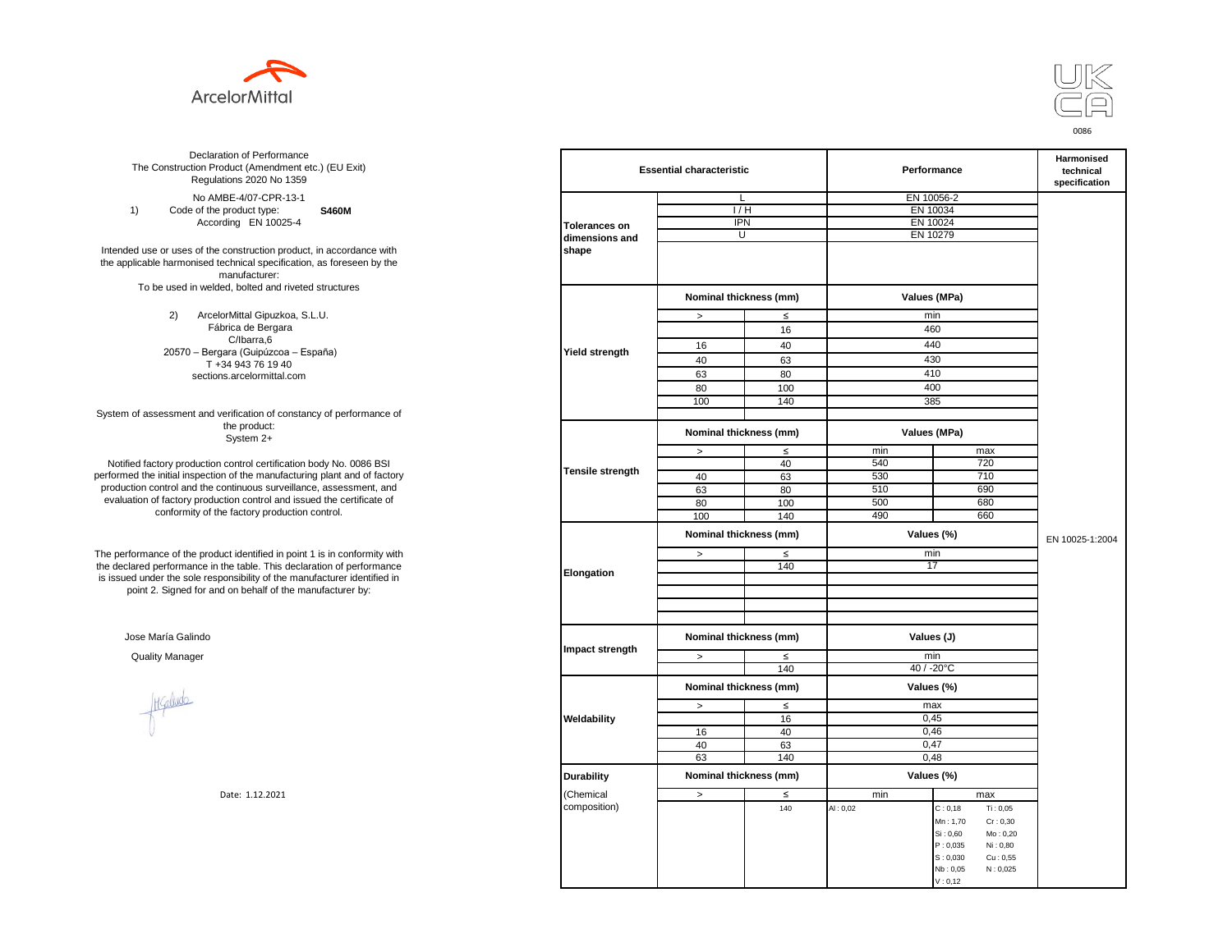ArcelorMittal

UK CA

0086

Declaration of Performance
The Construction Product (Amendment etc.) (EU Exit) Regulations 2020 No 1359

No AMBE-4/07-CPR-13-1

1) Code of the product type: **S460M**
According EN 10025-4

Intended use or uses of the construction product, in accordance with the applicable harmonised technical specification, as foreseen by the manufacturer:
To be used in welded, bolted and riveted structures

2) ArcelorMittal Gipuzkoa, S.L.U.
Fábrica de Bergara
C/Ibarra,6
20570 – Bergara (Guipúzcoa – España)
T +34 943 76 19 40
sections.arcelormittal.com

System of assessment and verification of constancy of performance of the product:
System 2+

Notified factory production control certification body No. 0086 BSI performed the initial inspection of the manufacturing plant and of factory production control and the continuous surveillance, assessment, and evaluation of factory production control and issued the certificate of conformity of the factory production control.

The performance of the product identified in point 1 is in conformity with the declared performance in the table. This declaration of performance is issued under the sole responsibility of the manufacturer identified in point 2. Signed for and on behalf of the manufacturer by:

Jose María Galindo

Quality Manager

Date: 1.12.2021

| Essential characteristic | | | Performance | | Harmonised technical specification |
|---|---|---|---|---|---|
| Tolerances on dimensions and shape | L | | EN 10056-2 | | EN 10025-1:2004 |
| | I / H | | EN 10034 | | |
| | IPN | | EN 10024 | | |
| | U | | EN 10279 | | |
| Yield strength | Nominal thickness (mm) | | Values (MPa) | | |
| | > | ≤ | min | | |
| | | 16 | 460 | | |
| | 16 | 40 | 440 | | |
| | 40 | 63 | 430 | | |
| | 63 | 80 | 410 | | |
| | 80 | 100 | 400 | | |
| | 100 | 140 | 385 | | |
| Tensile strength | Nominal thickness (mm) | | Values (MPa) | | |
| | > | ≤ | min | max | |
| | | 40 | 540 | 720 | |
| | 40 | 63 | 530 | 710 | |
| | 63 | 80 | 510 | 690 | |
| | 80 | 100 | 500 | 680 | |
| | 100 | 140 | 490 | 660 | |
| Elongation | Nominal thickness (mm) | | Values (%) | | |
| | > | ≤ | min | | |
| | | 140 | 17 | | |
| Impact strength | Nominal thickness (mm) | | Values (J) | | |
| | > | ≤ | min | | |
| | | 140 | 40 / -20°C | | |
| Weldability | Nominal thickness (mm) | | Values (%) | | |
| | > | ≤ | max | | |
| | | 16 | 0,45 | | |
| | 16 | 40 | 0,46 | | |
| | 40 | 63 | 0,47 | | |
| | 63 | 140 | 0,48 | | |
| Durability (Chemical composition) | Nominal thickness (mm) | | Values (%) | | |
| | > | ≤ | min | max | |
| | | 140 | Al : 0,02 | C : 0,18; Ti : 0,05; Mn : 1,70; Cr : 0,30; Si : 0,60; Mo : 0,20; P : 0,035; Ni : 0,80; S : 0,030; Cu : 0,55; Nb : 0,05; N : 0,025; V : 0,12 | |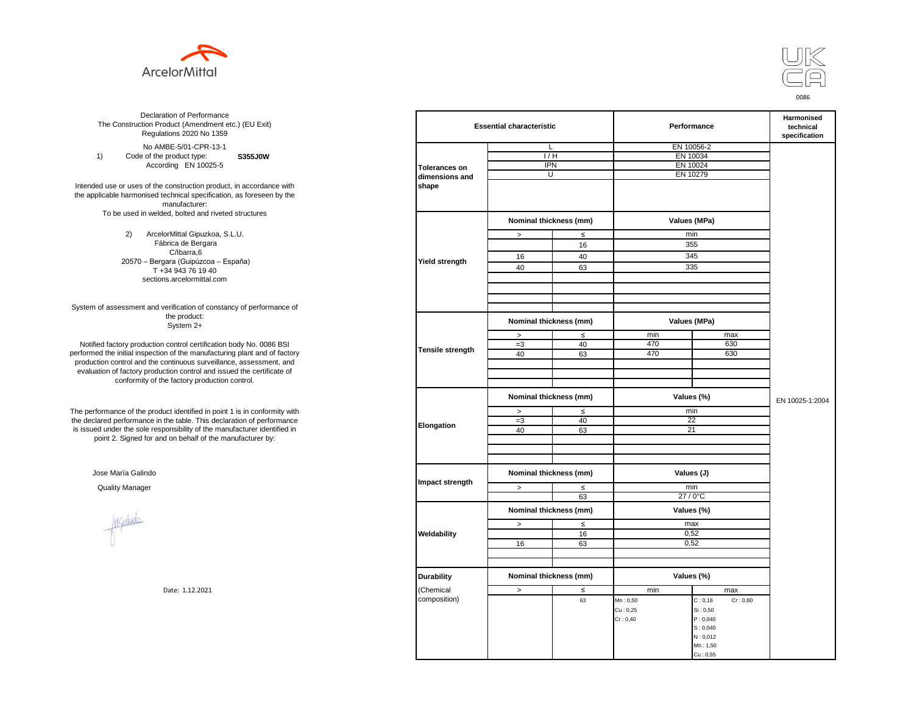ArcelorMittal

UKCA

0086

Declaration of Performance
The Construction Product (Amendment etc.) (EU Exit) Regulations 2020 No 1359

No AMBE-5/01-CPR-13-1

1) Code of the product type: **S355J0W**
According EN 10025-5

Intended use or uses of the construction product, in accordance with the applicable harmonised technical specification, as foreseen by the manufacturer:
To be used in welded, bolted and riveted structures

2) ArcelorMittal Gipuzkoa, S.L.U.
Fábrica de Bergara
C/Ibarra,6
20570 – Bergara (Guipúzcoa – España)
T +34 943 76 19 40
sections.arcelormittal.com

System of assessment and verification of constancy of performance of the product:
System 2+

Notified factory production control certification body No. 0086 BSI performed the initial inspection of the manufacturing plant and of factory production control and the continuous surveillance, assessment, and evaluation of factory production control and issued the certificate of conformity of the factory production control.

The performance of the product identified in point 1 is in conformity with the declared performance in the table. This declaration of performance is issued under the sole responsibility of the manufacturer identified in point 2. Signed for and on behalf of the manufacturer by:

Jose María Galindo

Quality Manager

Date: 1.12.2021

| Essential characteristic | | | Performance | | Harmonised technical specification |
|---|---|---|---|---|---|
| Tolerances on dimensions and shape | L | | EN 10056-2 | | EN 10025-1:2004 |
| | I / H | | EN 10034 | | |
| | IPN | | EN 10024 | | |
| | U | | EN 10279 | | |
| Yield strength | Nominal thickness (mm) | | Values (MPa) | | |
| | > | ≤ | min | | |
| | | 16 | 355 | | |
| | 16 | 40 | 345 | | |
| | 40 | 63 | 335 | | |
| Tensile strength | Nominal thickness (mm) | | Values (MPa) | | |
| | > | ≤ | min | max | |
| | =3 | 40 | 470 | 630 | |
| | 40 | 63 | 470 | 630 | |
| Elongation | Nominal thickness (mm) | | Values (%) | | |
| | > | ≤ | min | | |
| | =3 | 40 | 22 | | |
| | 40 | 63 | 21 | | |
| Impact strength | Nominal thickness (mm) | | Values (J) | | |
| | > | ≤ | min | | |
| | | 63 | 27 / 0°C | | |
| Weldability | Nominal thickness (mm) | | Values (%) | | |
| | > | ≤ | max | | |
| | | 16 | 0,52 | | |
| | 16 | 63 | 0,52 | | |
| Durability (Chemical composition) | Nominal thickness (mm) | | Values (%) | | |
| | > | ≤ | min | max | |
| | | 63 | Mn : 0,50<br>Cu : 0,25<br>Cr : 0,40 | C : 0,16 Cr : 0,80<br>Si : 0,50<br>P : 0,040<br>S : 0,040<br>N : 0,012<br>Mn : 1,50<br>Cu : 0,55 | |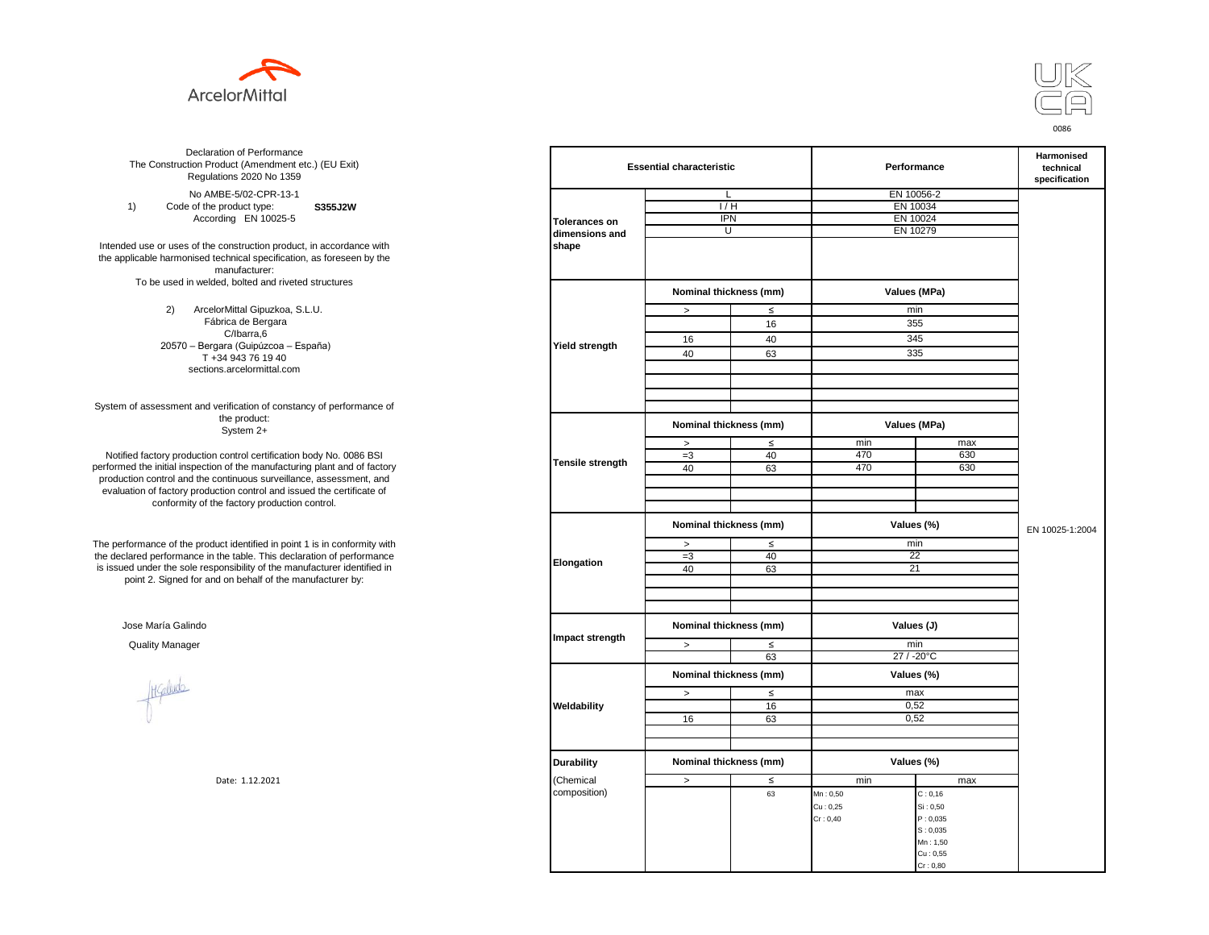ArcelorMittal

UK CA

0086

Declaration of Performance
The Construction Product (Amendment etc.) (EU Exit) Regulations 2020 No 1359

No AMBE-5/02-CPR-13-1

1) Code of the product type: **S355J2W**
According EN 10025-5

Intended use or uses of the construction product, in accordance with the applicable harmonised technical specification, as foreseen by the manufacturer:
To be used in welded, bolted and riveted structures

2) ArcelorMittal Gipuzkoa, S.L.U.
Fábrica de Bergara
C/Ibarra,6
20570 – Bergara (Guipúzcoa – España)
T +34 943 76 19 40
sections.arcelormittal.com

System of assessment and verification of constancy of performance of the product:
System 2+

Notified factory production control certification body No. 0086 BSI performed the initial inspection of the manufacturing plant and of factory production control and the continuous surveillance, assessment, and evaluation of factory production control and issued the certificate of conformity of the factory production control.

The performance of the product identified in point 1 is in conformity with the declared performance in the table. This declaration of performance is issued under the sole responsibility of the manufacturer identified in point 2. Signed for and on behalf of the manufacturer by:

Jose María Galindo

Quality Manager

Date: 1.12.2021

| Essential characteristic | | | Performance | | Harmonised technical specification |
|---|---|---|---|---|---|
| Tolerances on dimensions and shape | L | | EN 10056-2 | | EN 10025-1:2004 |
| | I / H | | EN 10034 | | |
| | IPN | | EN 10024 | | |
| | U | | EN 10279 | | |
| Yield strength | Nominal thickness (mm) | | Values (MPa) | | |
| | > | ≤ | min | | |
| | | 16 | 355 | | |
| | 16 | 40 | 345 | | |
| | 40 | 63 | 335 | | |
| Tensile strength | Nominal thickness (mm) | | Values (MPa) | | |
| | > | ≤ | min | max | |
| | =3 | 40 | 470 | 630 | |
| | 40 | 63 | 470 | 630 | |
| Elongation | Nominal thickness (mm) | | Values (%) | | |
| | > | ≤ | min | | |
| | =3 | 40 | 22 | | |
| | 40 | 63 | 21 | | |
| Impact strength | Nominal thickness (mm) | | Values (J) | | |
| | > | ≤ | min | | |
| | | 63 | 27 / -20°C | | |
| Weldability | Nominal thickness (mm) | | Values (%) | | |
| | > | ≤ | max | | |
| | | 16 | 0,52 | | |
| | 16 | 63 | 0,52 | | |
| Durability (Chemical composition) | Nominal thickness (mm) | | Values (%) | | |
| | > | ≤ | min | max | |
| | | 63 | Mn : 0,50<br>Cu : 0,25<br>Cr : 0,40 | C : 0,16<br>Si : 0,50<br>P : 0,035<br>S : 0,035<br>Mn : 1,50<br>Cu : 0,55<br>Cr : 0,80 | |